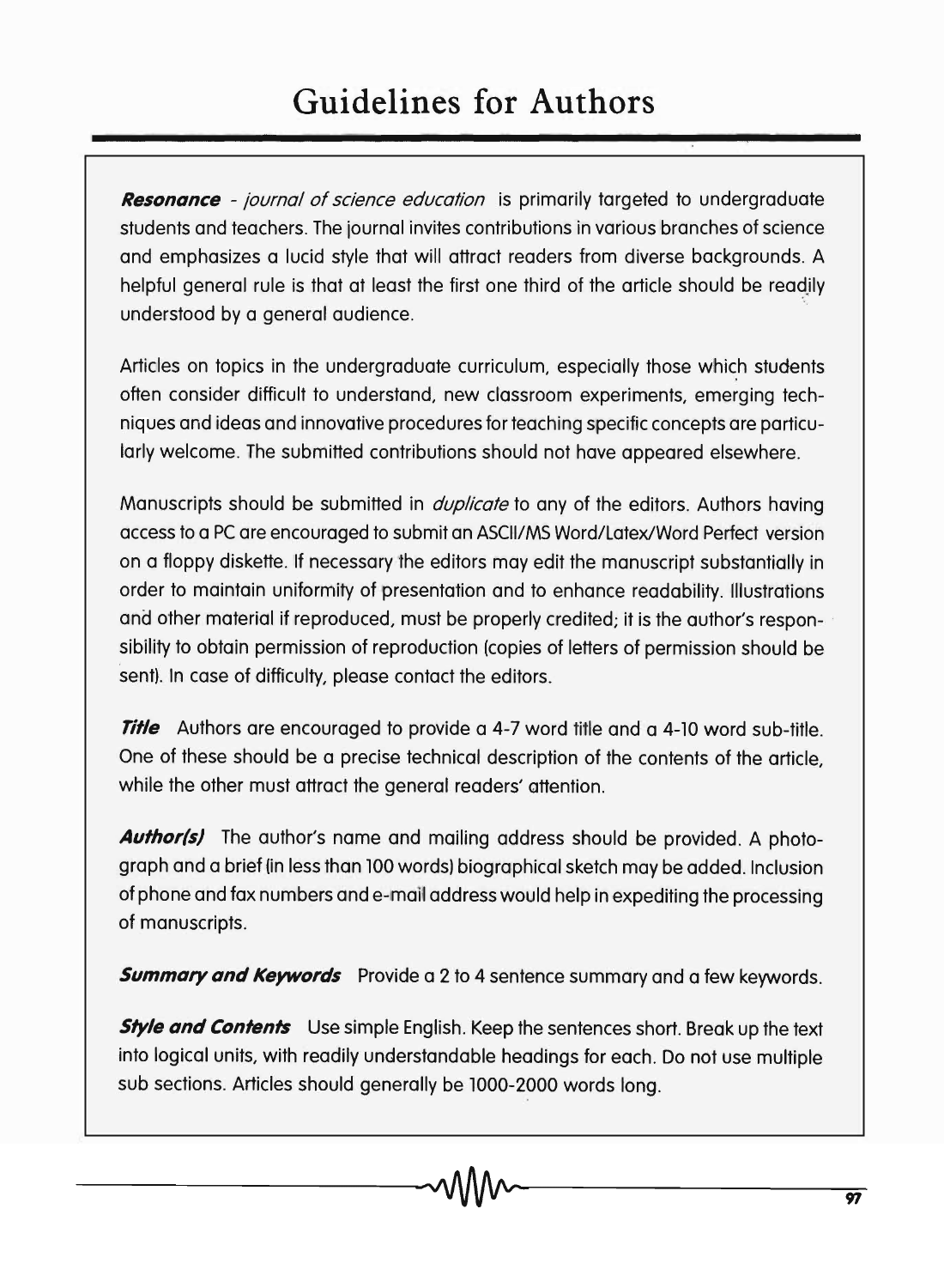# Guidelines for Authors

***Resonance*** *- journal of science education* is primarily targeted to undergraduate students and teachers. The journal invites contributions in various branches of science and emphasizes a lucid style that will attract readers from diverse backgrounds. A helpful general rule is that at least the first one third of the article should be readily understood by a general audience.

Articles on topics in the undergraduate curriculum, especially those which students often consider difficult to understand, new classroom experiments, emerging techniques and ideas and innovative procedures for teaching specific concepts are particularly welcome. The submitted contributions should not have appeared elsewhere.

Manuscripts should be submitted in *duplicate* to any of the editors. Authors having access to a PC are encouraged to submit an ASCII/MS Word/Latex/Word Perfect version on a floppy diskette. If necessary the editors may edit the manuscript substantially in order to maintain uniformity of presentation and to enhance readability. Illustrations and other material if reproduced, must be properly credited; it is the author's responsibility to obtain permission of reproduction (copies of letters of permission should be sent). In case of difficulty, please contact the editors.

***Title*** Authors are encouraged to provide a 4-7 word title and a 4-10 word sub-title. One of these should be a precise technical description of the contents of the article, while the other must attract the general readers' attention.

***Author(s)*** The author's name and mailing address should be provided. A photograph and a brief (in less than 100 words) biographical sketch may be added. Inclusion of phone and fax numbers and e-mail address would help in expediting the processing of manuscripts.

***Summary and Keywords*** Provide a 2 to 4 sentence summary and a few keywords.

***Style and Contents*** Use simple English. Keep the sentences short. Break up the text into logical units, with readily understandable headings for each. Do not use multiple sub sections. Articles should generally be 1000-2000 words long.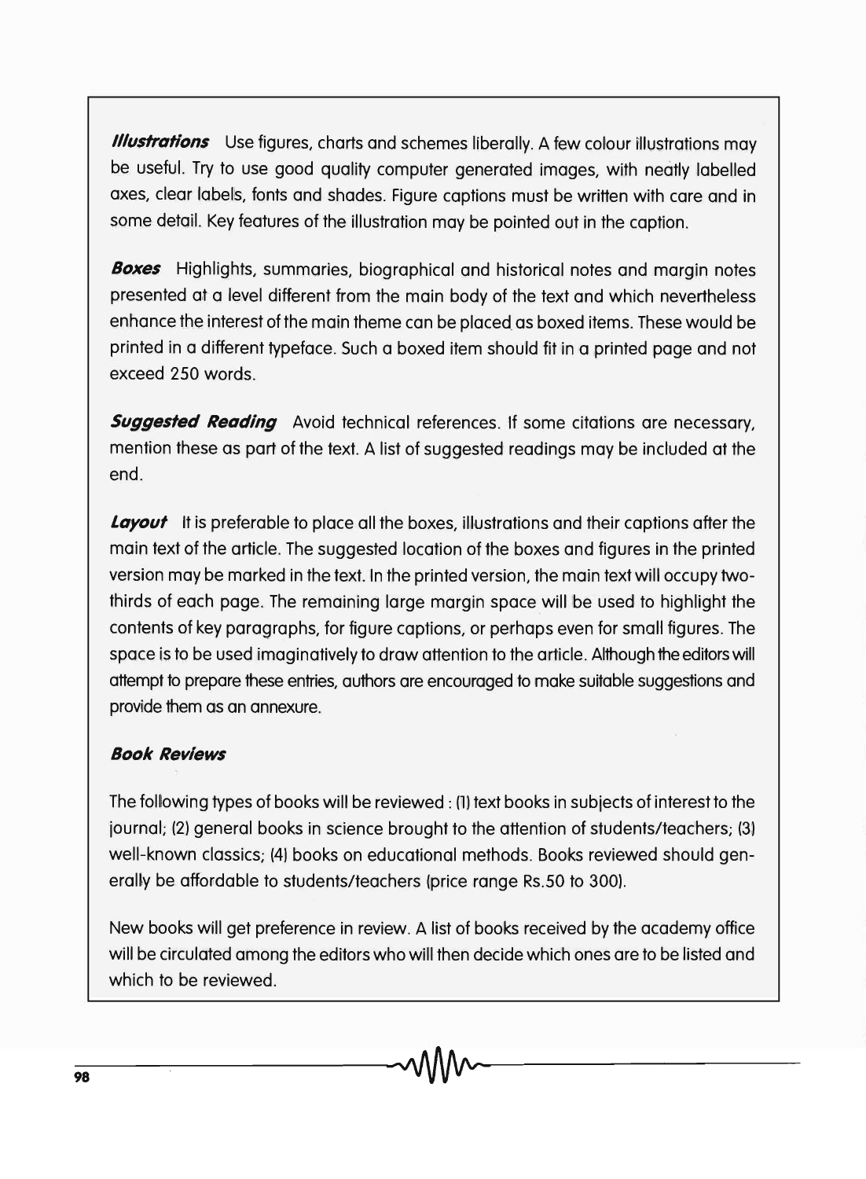***Illustrations*** Use figures, charts and schemes liberally. A few colour illustrations may be useful. Try to use good quality computer generated images, with neatly labelled axes, clear labels, fonts and shades. Figure captions must be written with care and in some detail. Key features of the illustration may be pointed out in the caption.

***Boxes*** Highlights, summaries, biographical and historical notes and margin notes presented at a level different from the main body of the text and which nevertheless enhance the interest of the main theme can be placed as boxed items. These would be printed in a different typeface. Such a boxed item should fit in a printed page and not exceed 250 words.

***Suggested Reading*** Avoid technical references. If some citations are necessary, mention these as part of the text. A list of suggested readings may be included at the end.

***Layout*** It is preferable to place all the boxes, illustrations and their captions after the main text of the article. The suggested location of the boxes and figures in the printed version may be marked in the text. In the printed version, the main text will occupy two-thirds of each page. The remaining large margin space will be used to highlight the contents of key paragraphs, for figure captions, or perhaps even for small figures. The space is to be used imaginatively to draw attention to the article. Although the editors will attempt to prepare these entries, authors are encouraged to make suitable suggestions and provide them as an annexure.

### ***Book Reviews***

The following types of books will be reviewed : (1) text books in subjects of interest to the journal; (2) general books in science brought to the attention of students/teachers; (3) well-known classics; (4) books on educational methods. Books reviewed should generally be affordable to students/teachers (price range Rs.50 to 300).

New books will get preference in review. A list of books received by the academy office will be circulated among the editors who will then decide which ones are to be listed and which to be reviewed.